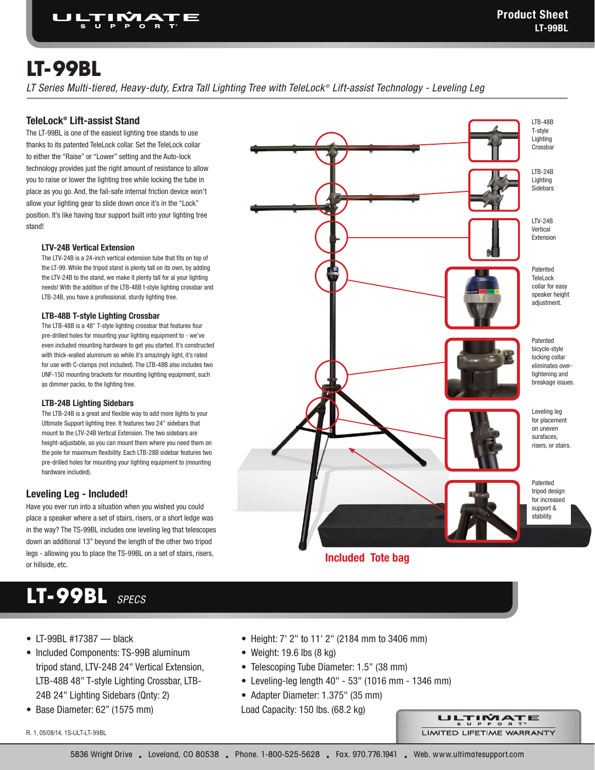# LT-99BL

*LT Series Multi-tiered, Heavy-duty, Extra Tall Lighting Tree with TeleLock® Lift-assist Technology - Leveling Leg*

## TeleLock® Lift-assist Stand

The LT-99BL is one of the easiest lighting tree stands to use thanks to its patented TeleLock collar. Set the TeleLock collar to either the “Raise” or “Lower” setting and the Auto-lock technology provides just the right amount of resistance to allow you to raise or lower the lighting tree while locking the tube in place as you go. And, the fail-safe internal friction device won't allow your lighting gear to slide down once it's in the “Lock” position. It's like having tour support built into your lighting tree stand!

### LTV-24B Vertical Extension

The LTV-24B is a 24-inch vertical extension tube that fits on top of the LT-99. While the tripod stand is plenty tall on its own, by adding the LTV-24B to the stand, we make it plenty tall for all your lighting needs! With the addition of the LTB-48B t-style lighting crossbar and LTB-24B, you have a professional, sturdy lighting tree.

### LTB-48B T-style Lighting Crossbar

The LTB-48B is a 48" T-style lighting crossbar that features four pre-drilled holes for mounting your lighting equipment to - we've even included mounting hardware to get you started. It's constructed with thick-walled aluminum so while it's amazingly light, it's rated for use with C-clamps (not included). The LTB-48B also includes two UNF-150 mounting brackets for mounting lighting equipment, such as dimmer packs, to the lighting tree.

### LTB-24B Lighting Sidebars

The LTB-24B is a great and flexible way to add more lights to your Ultimate Support lighting tree. It features two 24" sidebars that mount to the LTV-24B Vertical Extension. The two sidebars are height-adjustable, so you can mount them where you need them on the pole for maximum flexibility. Each LTB-28B sidebar features two pre-drilled holes for mounting your lighting equipment to (mounting hardware included).

## Leveling Leg - Included!

Have you ever run into a situation when you wished you could place a speaker where a set of stairs, risers, or a short ledge was in the way? The TS-99BL includes one leveling leg that telescopes down an additional 13" beyond the length of the other two tripod legs - allowing you to place the TS-99BL on a set of stairs, risers, or hillside, etc.

LTB-48B T-style Lighting Crossbar

LTB-24B Lighting Sidebars

LTV-24B Vertical Extension

Patented TeleLock collar for easy speaker height adjustment.

Patented bicycle-style locking collar eliminates over-tightening and breakage issues.

Leveling leg for placement on uneven surfaces, risers, or stairs.

Patented tripod design for increased support & stability.

**Included Tote bag**

## LT-99BL *SPECS*

- LT-99BL #17387 — black
- Included Components: TS-99B aluminum tripod stand, LTV-24B 24" Vertical Extension, LTB-48B 48" T-style Lighting Crossbar, LTB-24B 24" Lighting Sidebars (Qnty: 2)
- Base Diameter: 62” (1575 mm)
- Height: 7' 2" to 11' 2" (2184 mm to 3406 mm)
- Weight: 19.6 lbs (8 kg)
- Telescoping Tube Diameter: 1.5" (38 mm)
- Leveling-leg length 40" - 53" (1016 mm - 1346 mm)
- Adapter Diameter: 1.375" (35 mm)

Load Capacity: 150 lbs. (68.2 kg)

ULTIMATE SUPPORT™ LIMITED LIFETIME WARRANTY

R. 1, 05/08/14, 1S-ULT-LT-99BL

5836 Wright Drive • Loveland, CO 80538 • Phone. 1-800-525-5628 • Fax. 970.776.1941 • Web. www.ultimatesupport.com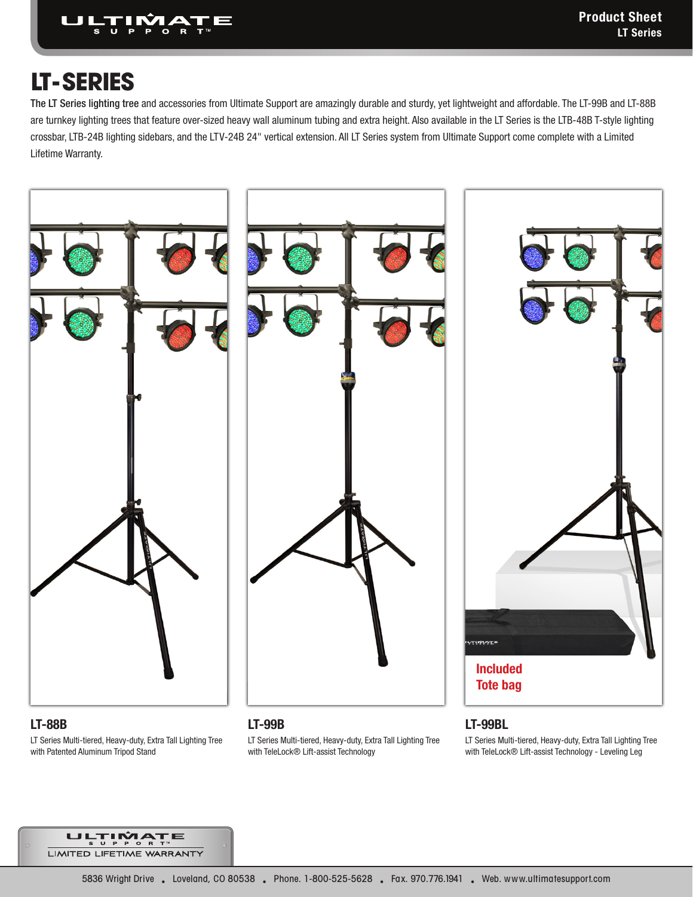# LT-SERIES

The LT Series lighting tree and accessories from Ultimate Support are amazingly durable and sturdy, yet lightweight and affordable. The LT-99B and LT-88B are turnkey lighting trees that feature over-sized heavy wall aluminum tubing and extra height. Also available in the LT Series is the LTB-48B T-style lighting crossbar, LTB-24B lighting sidebars, and the LTV-24B 24" vertical extension. All LT Series system from Ultimate Support come complete with a Limited Lifetime Warranty.

Included Tote bag

**LT-88B**

LT Series Multi-tiered, Heavy-duty, Extra Tall Lighting Tree with Patented Aluminum Tripod Stand

**LT-99B**

LT Series Multi-tiered, Heavy-duty, Extra Tall Lighting Tree with TeleLock® Lift-assist Technology

**LT-99BL**

LT Series Multi-tiered, Heavy-duty, Extra Tall Lighting Tree with TeleLock® Lift-assist Technology - Leveling Leg

ULTIMATE SUPPORT™ LIMITED LIFETIME WARRANTY

5836 Wright Drive • Loveland, CO 80538 • Phone. 1-800-525-5628 • Fax. 970.776.1941 • Web. www.ultimatesupport.com